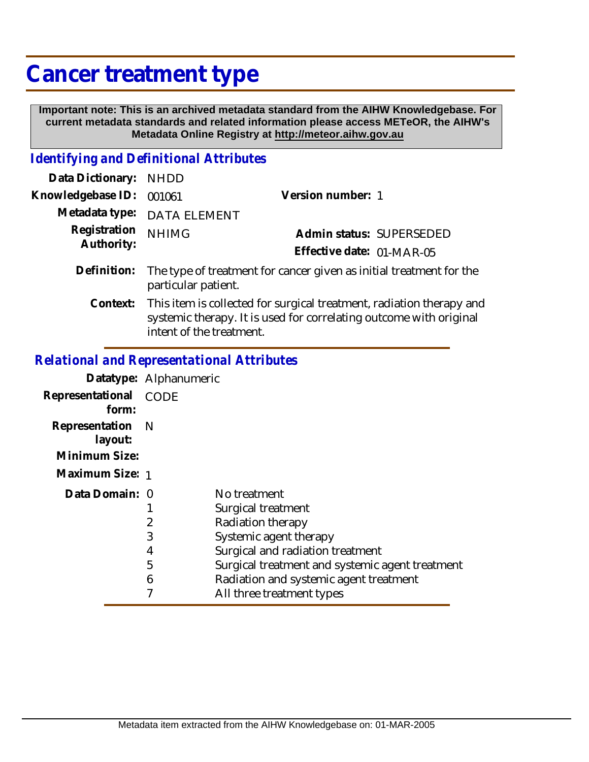# Cancer treatment type

**Important note: This is an archived metadata standard from the AIHW Knowledgebase. For current metadata standards and related information please access METeOR, the AIHW's Metadata Online Registry at http://meteor.aihw.gov.au**

## *Identifying and Definitional Attributes*

| | | | |
|---|---|---|---|
| **Data Dictionary:** | NHDD | | |
| **Knowledgebase ID:** | 001061 | **Version number:** | 1 |
| **Metadata type:** | DATA ELEMENT | | |
| **Registration Authority:** | NHIMG | **Admin status:** | SUPERSEDED |
| | | **Effective date:** | 01-MAR-05 |

**Definition:** The type of treatment for cancer given as initial treatment for the particular patient.

**Context:** This item is collected for surgical treatment, radiation therapy and systemic therapy. It is used for correlating outcome with original intent of the treatment.

## *Relational and Representational Attributes*

**Datatype:** Alphanumeric

**Representational form:** CODE

**Representation layout:** N

**Minimum Size:**

**Maximum Size:** 1

**Data Domain:**

| Code | Description |
|---|---|
| 0 | No treatment |
| 1 | Surgical treatment |
| 2 | Radiation therapy |
| 3 | Systemic agent therapy |
| 4 | Surgical and radiation treatment |
| 5 | Surgical treatment and systemic agent treatment |
| 6 | Radiation and systemic agent treatment |
| 7 | All three treatment types |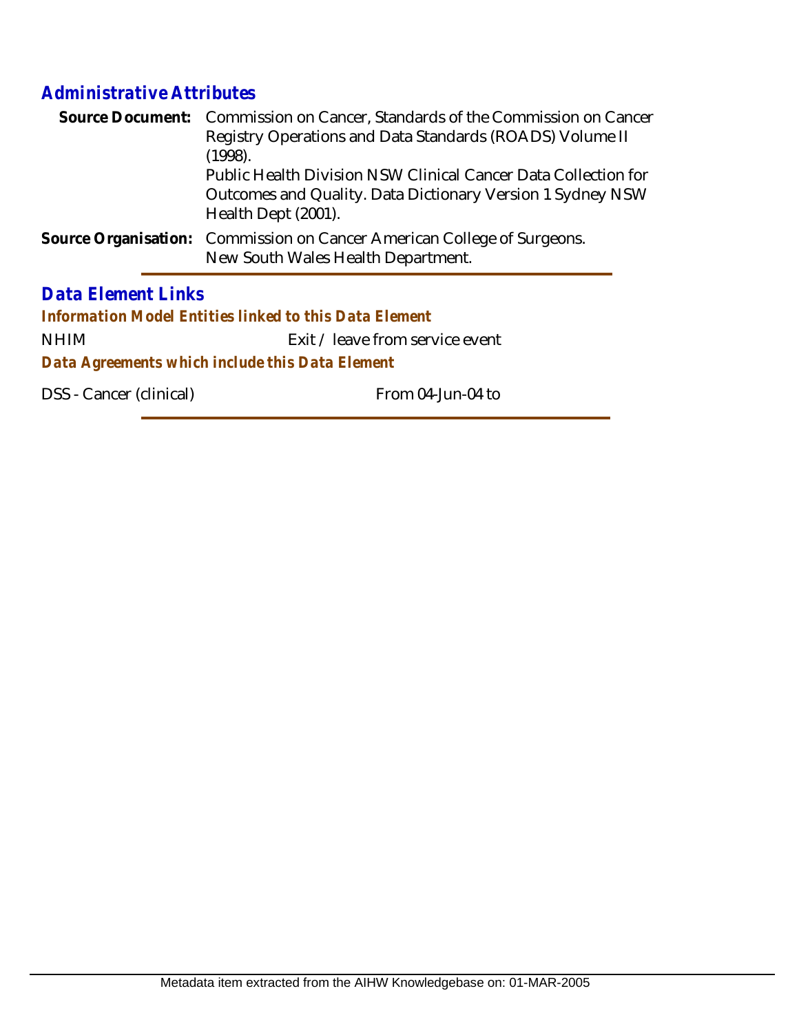## Administrative Attributes

**Source Document:** Commission on Cancer, Standards of the Commission on Cancer Registry Operations and Data Standards (ROADS) Volume II (1998).
Public Health Division NSW Clinical Cancer Data Collection for Outcomes and Quality. Data Dictionary Version 1 Sydney NSW Health Dept (2001).

**Source Organisation:** Commission on Cancer American College of Surgeons.
New South Wales Health Department.

## Data Element Links

### Information Model Entities linked to this Data Element

NHIM — Exit / leave from service event

### Data Agreements which include this Data Element

DSS - Cancer (clinical) — From 04-Jun-04 to

Metadata item extracted from the AIHW Knowledgebase on: 01-MAR-2005